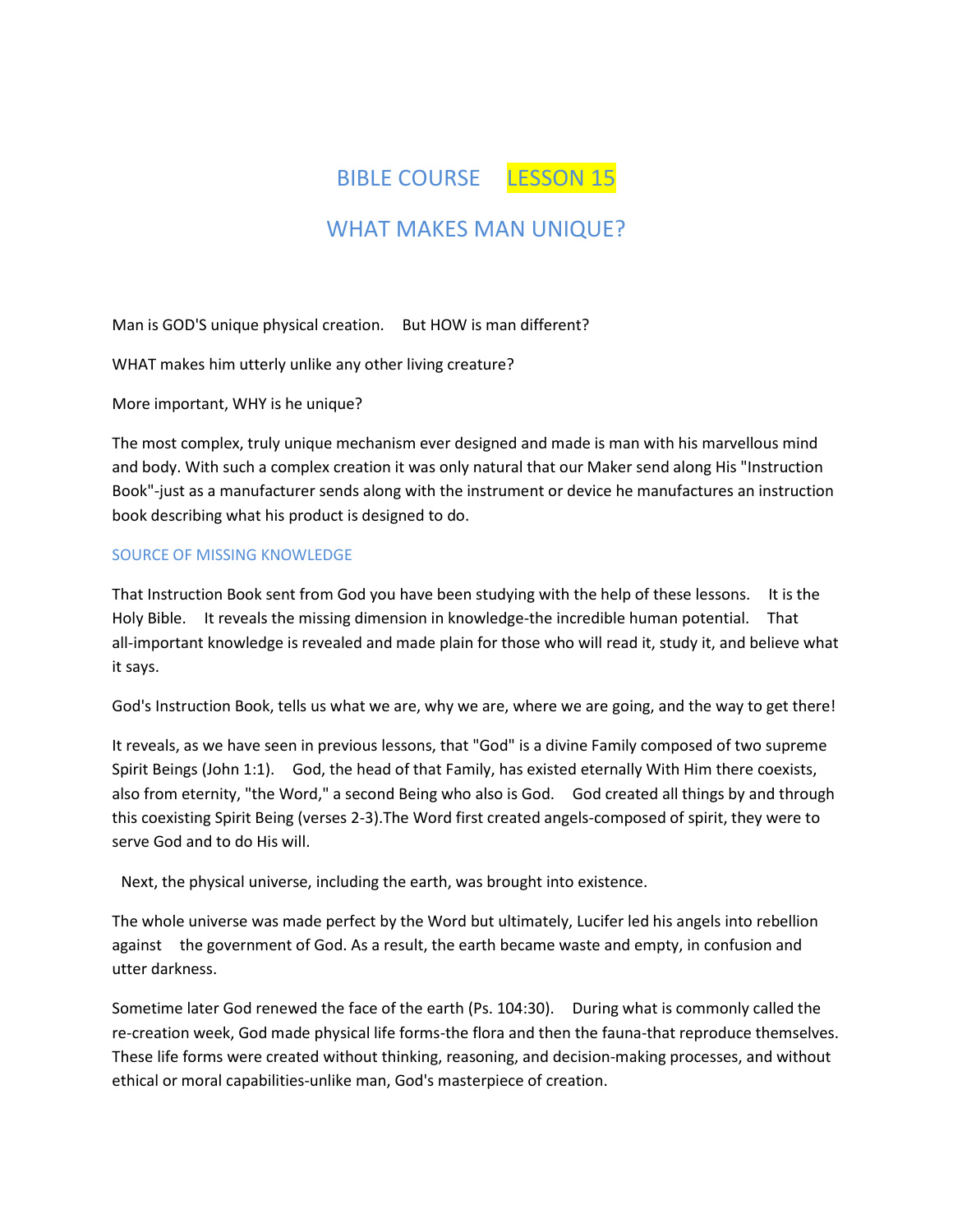# BIBLE COURSE LESSON 15

## WHAT MAKES MAN UNIQUE?

Man is GOD'S unique physical creation. But HOW is man different?

WHAT makes him utterly unlike any other living creature?

More important, WHY is he unique?

The most complex, truly unique mechanism ever designed and made is man with his marvellous mind and body. With such a complex creation it was only natural that our Maker send along His "Instruction Book"-just as a manufacturer sends along with the instrument or device he manufactures an instruction book describing what his product is designed to do.

### SOURCE OF MISSING KNOWLEDGE

That Instruction Book sent from God you have been studying with the help of these lessons. It is the Holy Bible. It reveals the missing dimension in knowledge-the incredible human potential. That all-important knowledge is revealed and made plain for those who will read it, study it, and believe what it says.

God's Instruction Book, tells us what we are, why we are, where we are going, and the way to get there!

It reveals, as we have seen in previous lessons, that "God" is a divine Family composed of two supreme Spirit Beings (John 1:1). God, the head of that Family, has existed eternally With Him there coexists, also from eternity, "the Word," a second Being who also is God. God created all things by and through this coexisting Spirit Being (verses 2-3).The Word first created angels-composed of spirit, they were to serve God and to do His will.

Next, the physical universe, including the earth, was brought into existence.

The whole universe was made perfect by the Word but ultimately, Lucifer led his angels into rebellion against the government of God. As a result, the earth became waste and empty, in confusion and utter darkness.

Sometime later God renewed the face of the earth (Ps. 104:30). During what is commonly called the re-creation week, God made physical life forms-the flora and then the fauna-that reproduce themselves. These life forms were created without thinking, reasoning, and decision-making processes, and without ethical or moral capabilities-unlike man, God's masterpiece of creation.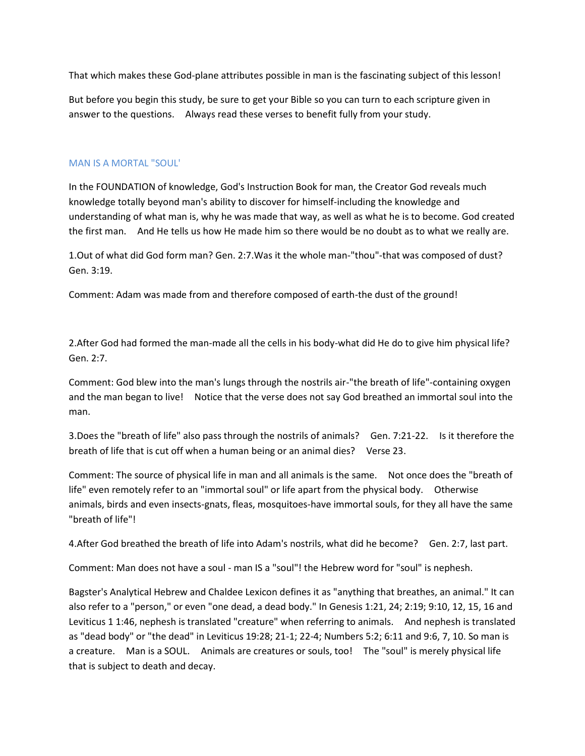That which makes these God-plane attributes possible in man is the fascinating subject of this lesson!

But before you begin this study, be sure to get your Bible so you can turn to each scripture given in answer to the questions. Always read these verses to benefit fully from your study.

## MAN IS A MORTAL "SOUL'

In the FOUNDATION of knowledge, God's Instruction Book for man, the Creator God reveals much knowledge totally beyond man's ability to discover for himself-including the knowledge and understanding of what man is, why he was made that way, as well as what he is to become. God created the first man. And He tells us how He made him so there would be no doubt as to what we really are.

1.Out of what did God form man? Gen. 2:7.Was it the whole man-"thou"-that was composed of dust? Gen. 3:19.

Comment: Adam was made from and therefore composed of earth-the dust of the ground!

2.After God had formed the man-made all the cells in his body-what did He do to give him physical life? Gen. 2:7.

Comment: God blew into the man's lungs through the nostrils air-"the breath of life"-containing oxygen and the man began to live! Notice that the verse does not say God breathed an immortal soul into the man.

3.Does the "breath of life" also pass through the nostrils of animals? Gen. 7:21-22. Is it therefore the breath of life that is cut off when a human being or an animal dies? Verse 23.

Comment: The source of physical life in man and all animals is the same. Not once does the "breath of life" even remotely refer to an "immortal soul" or life apart from the physical body. Otherwise animals, birds and even insects-gnats, fleas, mosquitoes-have immortal souls, for they all have the same "breath of life"!

4.After God breathed the breath of life into Adam's nostrils, what did he become? Gen. 2:7, last part.

Comment: Man does not have a soul - man IS a "soul"! the Hebrew word for "soul" is nephesh.

Bagster's Analytical Hebrew and Chaldee Lexicon defines it as "anything that breathes, an animal." It can also refer to a "person," or even "one dead, a dead body." In Genesis 1:21, 24; 2:19; 9:10, 12, 15, 16 and Leviticus 1 1:46, nephesh is translated "creature" when referring to animals. And nephesh is translated as "dead body" or "the dead" in Leviticus 19:28; 21-1; 22-4; Numbers 5:2; 6:11 and 9:6, 7, 10. So man is a creature. Man is a SOUL. Animals are creatures or souls, too! The "soul" is merely physical life that is subject to death and decay.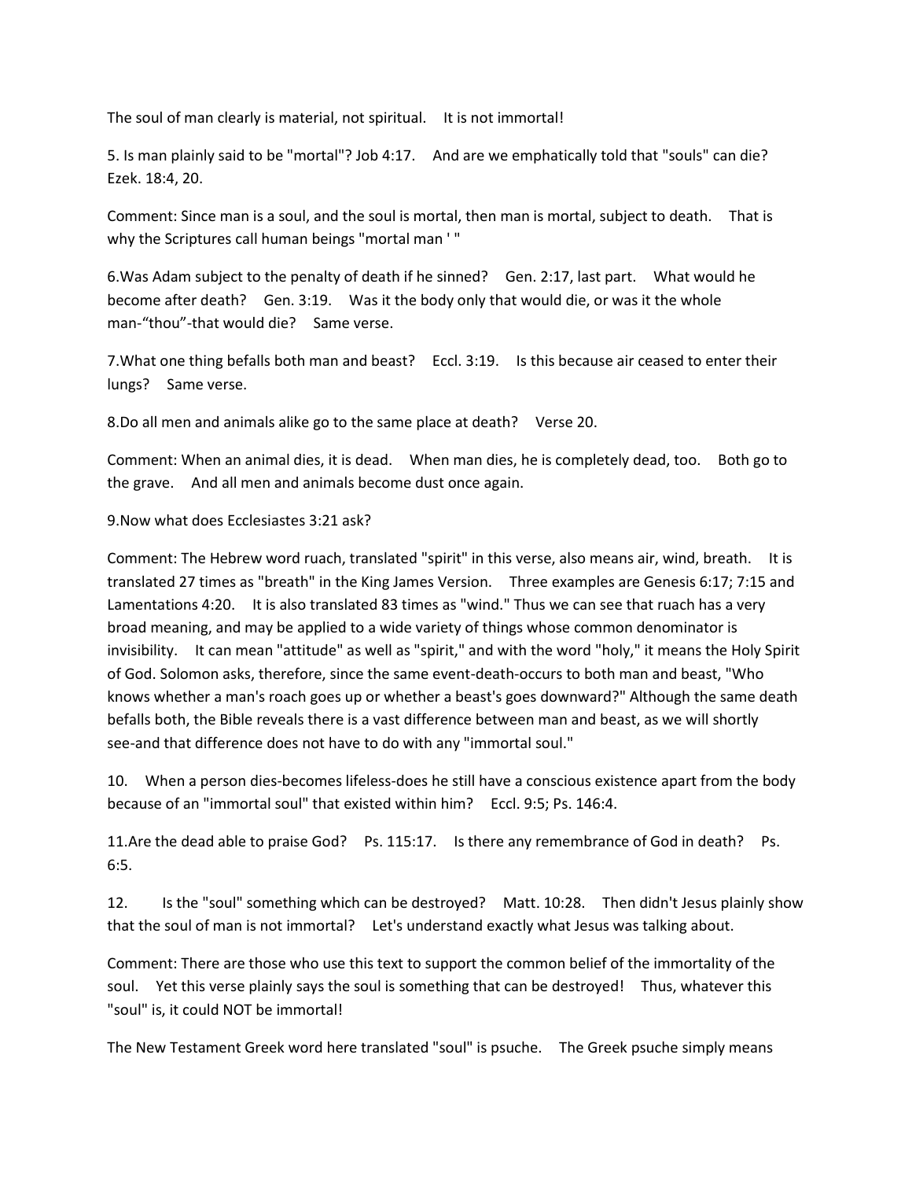The soul of man clearly is material, not spiritual. It is not immortal!

5. Is man plainly said to be "mortal"? Job 4:17. And are we emphatically told that "souls" can die? Ezek. 18:4, 20.

Comment: Since man is a soul, and the soul is mortal, then man is mortal, subject to death. That is why the Scriptures call human beings "mortal man ' "

6.Was Adam subject to the penalty of death if he sinned? Gen. 2:17, last part. What would he become after death? Gen. 3:19. Was it the body only that would die, or was it the whole man-“thou”-that would die? Same verse.

7.What one thing befalls both man and beast? Eccl. 3:19. Is this because air ceased to enter their lungs? Same verse.

8.Do all men and animals alike go to the same place at death? Verse 20.

Comment: When an animal dies, it is dead. When man dies, he is completely dead, too. Both go to the grave. And all men and animals become dust once again.

9.Now what does Ecclesiastes 3:21 ask?

Comment: The Hebrew word ruach, translated "spirit" in this verse, also means air, wind, breath. It is translated 27 times as "breath" in the King James Version. Three examples are Genesis 6:17; 7:15 and Lamentations 4:20. It is also translated 83 times as "wind." Thus we can see that ruach has a very broad meaning, and may be applied to a wide variety of things whose common denominator is invisibility. It can mean "attitude" as well as "spirit," and with the word "holy," it means the Holy Spirit of God. Solomon asks, therefore, since the same event-death-occurs to both man and beast, "Who knows whether a man's roach goes up or whether a beast's goes downward?" Although the same death befalls both, the Bible reveals there is a vast difference between man and beast, as we will shortly see-and that difference does not have to do with any "immortal soul."

10. When a person dies-becomes lifeless-does he still have a conscious existence apart from the body because of an "immortal soul" that existed within him? Eccl. 9:5; Ps. 146:4.

11.Are the dead able to praise God? Ps. 115:17. Is there any remembrance of God in death? Ps. 6:5.

12. Is the "soul" something which can be destroyed? Matt. 10:28. Then didn't Jesus plainly show that the soul of man is not immortal? Let's understand exactly what Jesus was talking about.

Comment: There are those who use this text to support the common belief of the immortality of the soul. Yet this verse plainly says the soul is something that can be destroyed! Thus, whatever this "soul" is, it could NOT be immortal!

The New Testament Greek word here translated "soul" is psuche. The Greek psuche simply means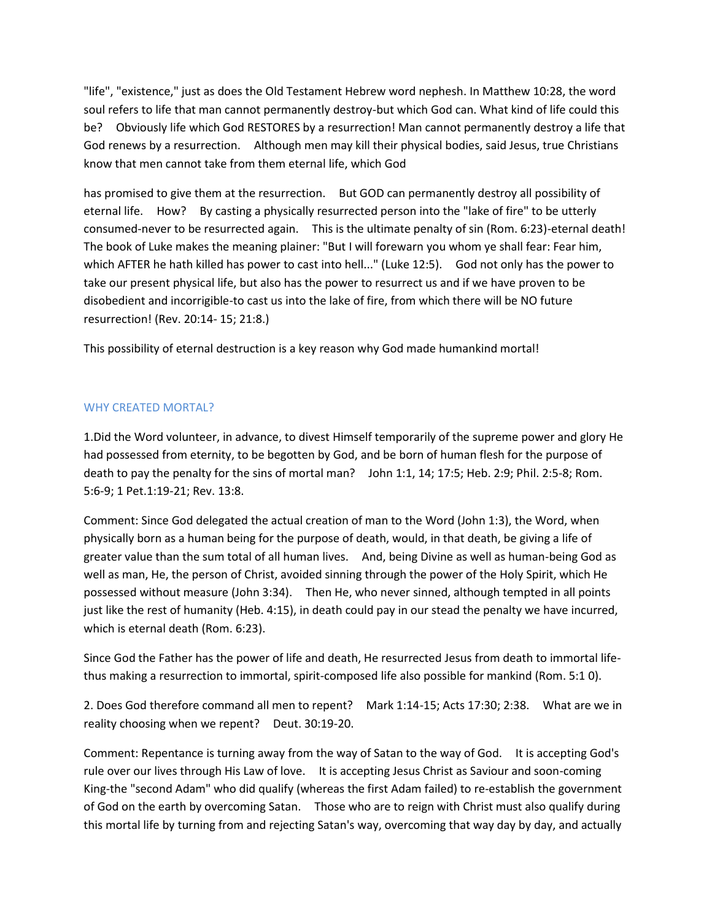"life", "existence," just as does the Old Testament Hebrew word nephesh. In Matthew 10:28, the word soul refers to life that man cannot permanently destroy-but which God can. What kind of life could this be? Obviously life which God RESTORES by a resurrection! Man cannot permanently destroy a life that God renews by a resurrection. Although men may kill their physical bodies, said Jesus, true Christians know that men cannot take from them eternal life, which God

has promised to give them at the resurrection. But GOD can permanently destroy all possibility of eternal life. How? By casting a physically resurrected person into the "lake of fire" to be utterly consumed-never to be resurrected again. This is the ultimate penalty of sin (Rom. 6:23)-eternal death! The book of Luke makes the meaning plainer: "But I will forewarn you whom ye shall fear: Fear him, which AFTER he hath killed has power to cast into hell..." (Luke 12:5). God not only has the power to take our present physical life, but also has the power to resurrect us and if we have proven to be disobedient and incorrigible-to cast us into the lake of fire, from which there will be NO future resurrection! (Rev. 20:14- 15; 21:8.)

This possibility of eternal destruction is a key reason why God made humankind mortal!

## WHY CREATED MORTAL?

1.Did the Word volunteer, in advance, to divest Himself temporarily of the supreme power and glory He had possessed from eternity, to be begotten by God, and be born of human flesh for the purpose of death to pay the penalty for the sins of mortal man? John 1:1, 14; 17:5; Heb. 2:9; Phil. 2:5-8; Rom. 5:6-9; 1 Pet.1:19-21; Rev. 13:8.

Comment: Since God delegated the actual creation of man to the Word (John 1:3), the Word, when physically born as a human being for the purpose of death, would, in that death, be giving a life of greater value than the sum total of all human lives. And, being Divine as well as human-being God as well as man, He, the person of Christ, avoided sinning through the power of the Holy Spirit, which He possessed without measure (John 3:34). Then He, who never sinned, although tempted in all points just like the rest of humanity (Heb. 4:15), in death could pay in our stead the penalty we have incurred, which is eternal death (Rom. 6:23).

Since God the Father has the power of life and death, He resurrected Jesus from death to immortal life-thus making a resurrection to immortal, spirit-composed life also possible for mankind (Rom. 5:1 0).

2. Does God therefore command all men to repent? Mark 1:14-15; Acts 17:30; 2:38. What are we in reality choosing when we repent? Deut. 30:19-20.

Comment: Repentance is turning away from the way of Satan to the way of God. It is accepting God's rule over our lives through His Law of love. It is accepting Jesus Christ as Saviour and soon-coming King-the "second Adam" who did qualify (whereas the first Adam failed) to re-establish the government of God on the earth by overcoming Satan. Those who are to reign with Christ must also qualify during this mortal life by turning from and rejecting Satan's way, overcoming that way day by day, and actually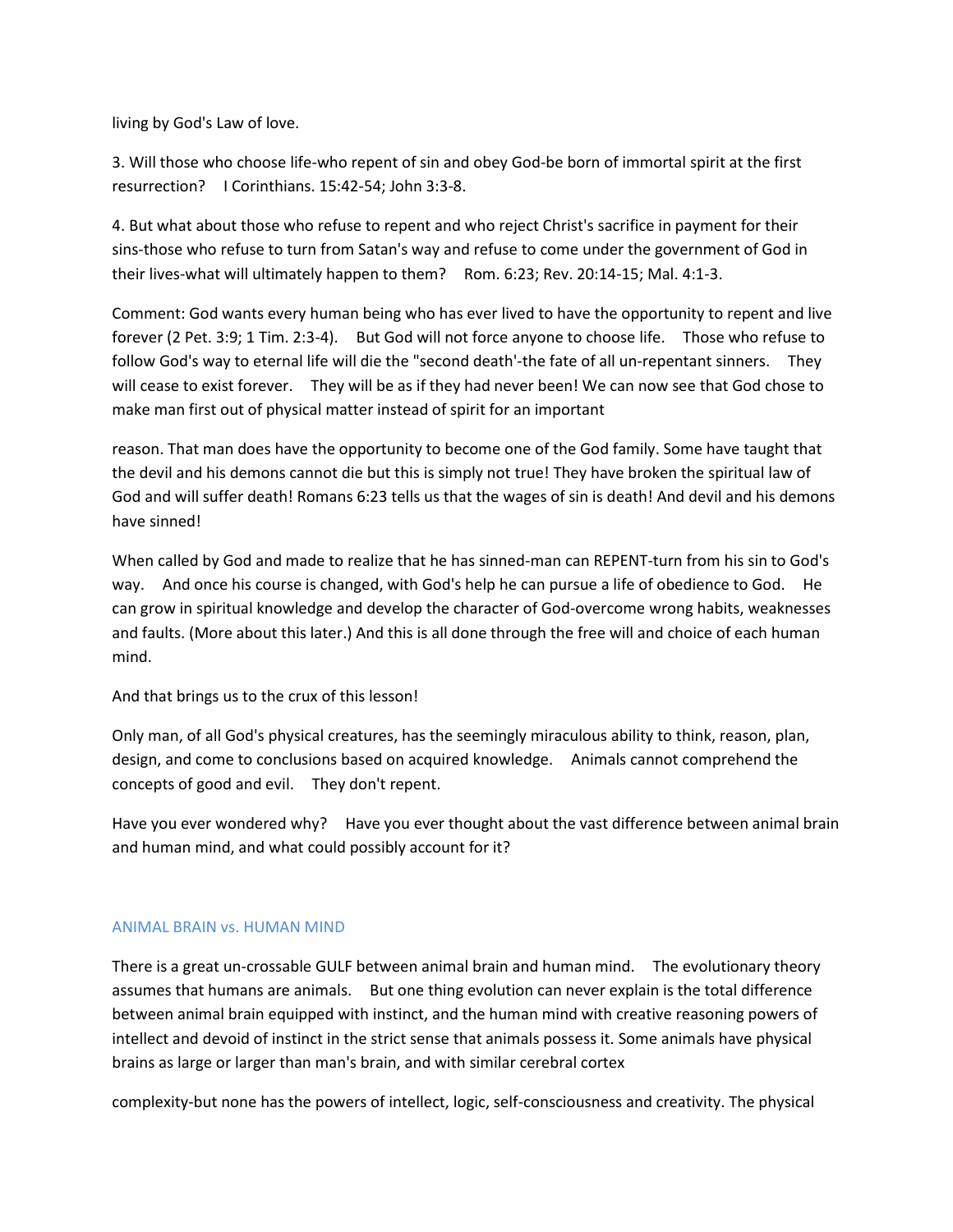living by God's Law of love.

3. Will those who choose life-who repent of sin and obey God-be born of immortal spirit at the first resurrection?   I Corinthians. 15:42-54; John 3:3-8.

4. But what about those who refuse to repent and who reject Christ's sacrifice in payment for their sins-those who refuse to turn from Satan's way and refuse to come under the government of God in their lives-what will ultimately happen to them?   Rom. 6:23; Rev. 20:14-15; Mal. 4:1-3.

Comment: God wants every human being who has ever lived to have the opportunity to repent and live forever (2 Pet. 3:9; 1 Tim. 2:3-4).   But God will not force anyone to choose life.   Those who refuse to follow God's way to eternal life will die the "second death'-the fate of all un-repentant sinners.   They will cease to exist forever.   They will be as if they had never been! We can now see that God chose to make man first out of physical matter instead of spirit for an important reason. That man does have the opportunity to become one of the God family. Some have taught that the devil and his demons cannot die but this is simply not true! They have broken the spiritual law of God and will suffer death! Romans 6:23 tells us that the wages of sin is death! And devil and his demons have sinned!

When called by God and made to realize that he has sinned-man can REPENT-turn from his sin to God's way.   And once his course is changed, with God's help he can pursue a life of obedience to God.   He can grow in spiritual knowledge and develop the character of God-overcome wrong habits, weaknesses and faults. (More about this later.) And this is all done through the free will and choice of each human mind.

And that brings us to the crux of this lesson!

Only man, of all God's physical creatures, has the seemingly miraculous ability to think, reason, plan, design, and come to conclusions based on acquired knowledge.   Animals cannot comprehend the concepts of good and evil.   They don't repent.

Have you ever wondered why?   Have you ever thought about the vast difference between animal brain and human mind, and what could possibly account for it?

## ANIMAL BRAIN vs. HUMAN MIND

There is a great un-crossable GULF between animal brain and human mind.   The evolutionary theory assumes that humans are animals.   But one thing evolution can never explain is the total difference between animal brain equipped with instinct, and the human mind with creative reasoning powers of intellect and devoid of instinct in the strict sense that animals possess it. Some animals have physical brains as large or larger than man's brain, and with similar cerebral cortex complexity-but none has the powers of intellect, logic, self-consciousness and creativity. The physical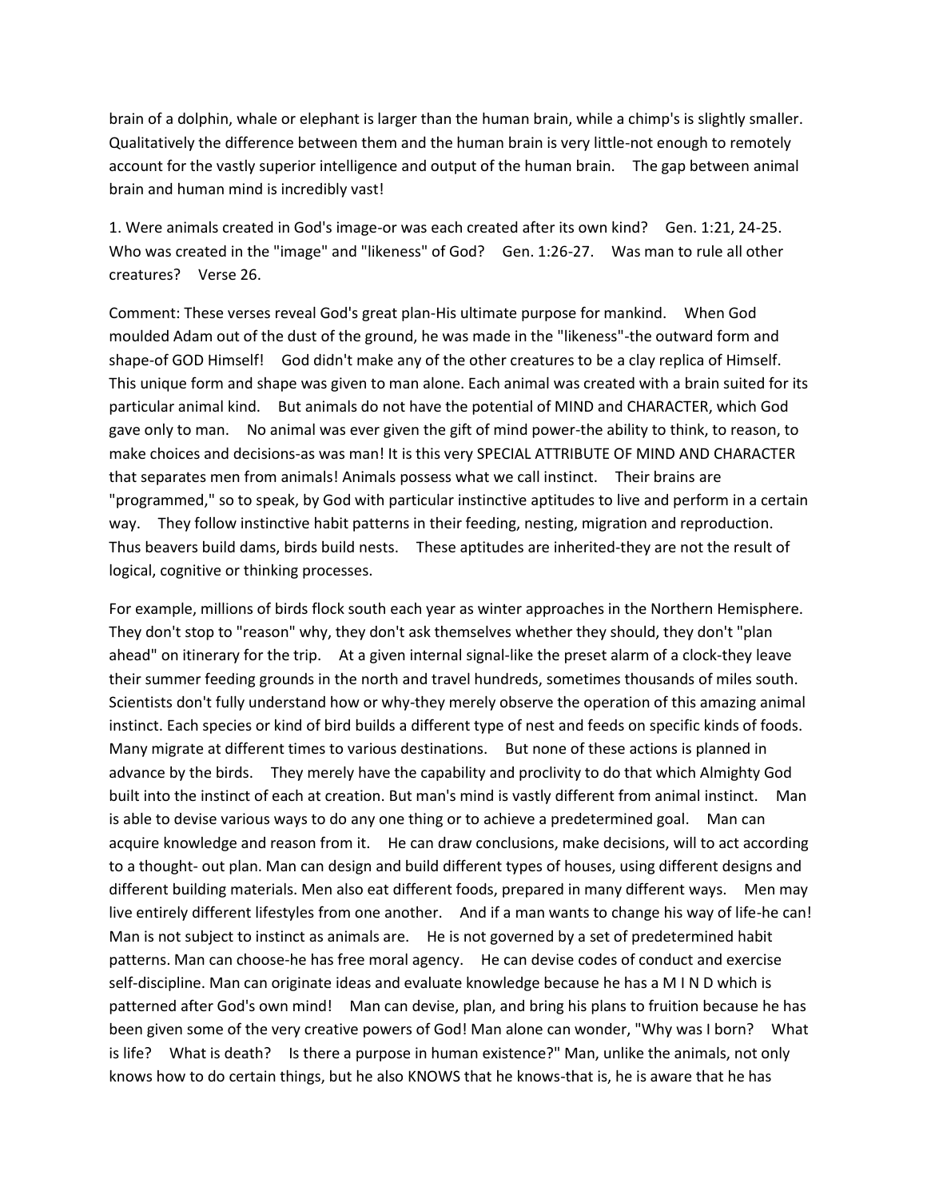brain of a dolphin, whale or elephant is larger than the human brain, while a chimp's is slightly smaller. Qualitatively the difference between them and the human brain is very little-not enough to remotely account for the vastly superior intelligence and output of the human brain. The gap between animal brain and human mind is incredibly vast!

1. Were animals created in God's image-or was each created after its own kind? Gen. 1:21, 24-25. Who was created in the "image" and "likeness" of God? Gen. 1:26-27. Was man to rule all other creatures? Verse 26.

Comment: These verses reveal God's great plan-His ultimate purpose for mankind. When God moulded Adam out of the dust of the ground, he was made in the "likeness"-the outward form and shape-of GOD Himself! God didn't make any of the other creatures to be a clay replica of Himself. This unique form and shape was given to man alone. Each animal was created with a brain suited for its particular animal kind. But animals do not have the potential of MIND and CHARACTER, which God gave only to man. No animal was ever given the gift of mind power-the ability to think, to reason, to make choices and decisions-as was man! It is this very SPECIAL ATTRIBUTE OF MIND AND CHARACTER that separates men from animals! Animals possess what we call instinct. Their brains are "programmed," so to speak, by God with particular instinctive aptitudes to live and perform in a certain way. They follow instinctive habit patterns in their feeding, nesting, migration and reproduction. Thus beavers build dams, birds build nests. These aptitudes are inherited-they are not the result of logical, cognitive or thinking processes.

For example, millions of birds flock south each year as winter approaches in the Northern Hemisphere. They don't stop to "reason" why, they don't ask themselves whether they should, they don't "plan ahead" on itinerary for the trip. At a given internal signal-like the preset alarm of a clock-they leave their summer feeding grounds in the north and travel hundreds, sometimes thousands of miles south. Scientists don't fully understand how or why-they merely observe the operation of this amazing animal instinct. Each species or kind of bird builds a different type of nest and feeds on specific kinds of foods. Many migrate at different times to various destinations. But none of these actions is planned in advance by the birds. They merely have the capability and proclivity to do that which Almighty God built into the instinct of each at creation. But man's mind is vastly different from animal instinct. Man is able to devise various ways to do any one thing or to achieve a predetermined goal. Man can acquire knowledge and reason from it. He can draw conclusions, make decisions, will to act according to a thought- out plan. Man can design and build different types of houses, using different designs and different building materials. Men also eat different foods, prepared in many different ways. Men may live entirely different lifestyles from one another. And if a man wants to change his way of life-he can! Man is not subject to instinct as animals are. He is not governed by a set of predetermined habit patterns. Man can choose-he has free moral agency. He can devise codes of conduct and exercise self-discipline. Man can originate ideas and evaluate knowledge because he has a M I N D which is patterned after God's own mind! Man can devise, plan, and bring his plans to fruition because he has been given some of the very creative powers of God! Man alone can wonder, "Why was I born? What is life? What is death? Is there a purpose in human existence?" Man, unlike the animals, not only knows how to do certain things, but he also KNOWS that he knows-that is, he is aware that he has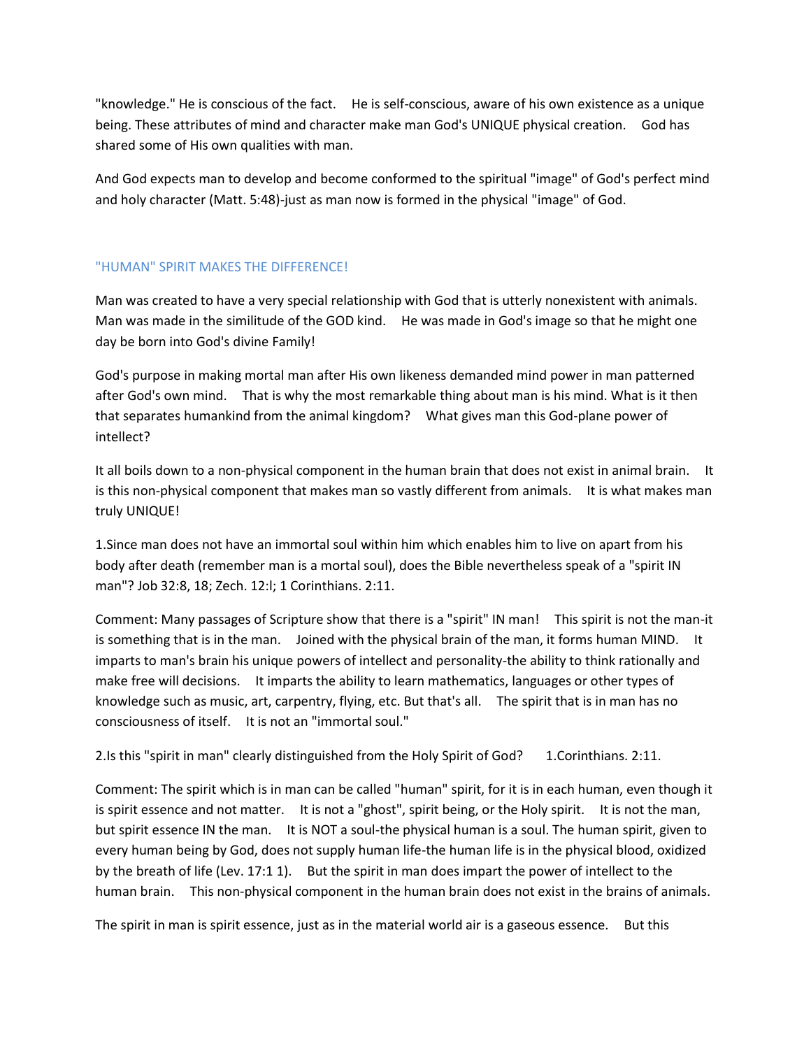"knowledge." He is conscious of the fact. He is self-conscious, aware of his own existence as a unique being. These attributes of mind and character make man God's UNIQUE physical creation. God has shared some of His own qualities with man.

And God expects man to develop and become conformed to the spiritual "image" of God's perfect mind and holy character (Matt. 5:48)-just as man now is formed in the physical "image" of God.

## "HUMAN" SPIRIT MAKES THE DIFFERENCE!

Man was created to have a very special relationship with God that is utterly nonexistent with animals. Man was made in the similitude of the GOD kind. He was made in God's image so that he might one day be born into God's divine Family!

God's purpose in making mortal man after His own likeness demanded mind power in man patterned after God's own mind. That is why the most remarkable thing about man is his mind. What is it then that separates humankind from the animal kingdom? What gives man this God-plane power of intellect?

It all boils down to a non-physical component in the human brain that does not exist in animal brain. It is this non-physical component that makes man so vastly different from animals. It is what makes man truly UNIQUE!

1.Since man does not have an immortal soul within him which enables him to live on apart from his body after death (remember man is a mortal soul), does the Bible nevertheless speak of a "spirit IN man"? Job 32:8, 18; Zech. 12:l; 1 Corinthians. 2:11.

Comment: Many passages of Scripture show that there is a "spirit" IN man! This spirit is not the man-it is something that is in the man. Joined with the physical brain of the man, it forms human MIND. It imparts to man's brain his unique powers of intellect and personality-the ability to think rationally and make free will decisions. It imparts the ability to learn mathematics, languages or other types of knowledge such as music, art, carpentry, flying, etc. But that's all. The spirit that is in man has no consciousness of itself. It is not an "immortal soul."

2.Is this "spirit in man" clearly distinguished from the Holy Spirit of God? 1.Corinthians. 2:11.

Comment: The spirit which is in man can be called "human" spirit, for it is in each human, even though it is spirit essence and not matter. It is not a "ghost", spirit being, or the Holy spirit. It is not the man, but spirit essence IN the man. It is NOT a soul-the physical human is a soul. The human spirit, given to every human being by God, does not supply human life-the human life is in the physical blood, oxidized by the breath of life (Lev. 17:1 1). But the spirit in man does impart the power of intellect to the human brain. This non-physical component in the human brain does not exist in the brains of animals.

The spirit in man is spirit essence, just as in the material world air is a gaseous essence. But this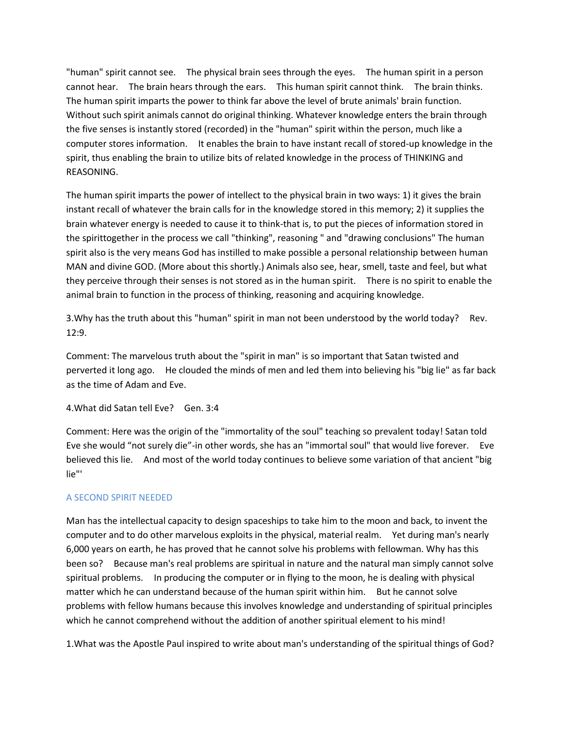"human" spirit cannot see. The physical brain sees through the eyes. The human spirit in a person cannot hear. The brain hears through the ears. This human spirit cannot think. The brain thinks. The human spirit imparts the power to think far above the level of brute animals' brain function. Without such spirit animals cannot do original thinking. Whatever knowledge enters the brain through the five senses is instantly stored (recorded) in the "human" spirit within the person, much like a computer stores information. It enables the brain to have instant recall of stored-up knowledge in the spirit, thus enabling the brain to utilize bits of related knowledge in the process of THINKING and REASONING.

The human spirit imparts the power of intellect to the physical brain in two ways: 1) it gives the brain instant recall of whatever the brain calls for in the knowledge stored in this memory; 2) it supplies the brain whatever energy is needed to cause it to think-that is, to put the pieces of information stored in the spirittogether in the process we call "thinking", reasoning " and "drawing conclusions" The human spirit also is the very means God has instilled to make possible a personal relationship between human MAN and divine GOD. (More about this shortly.) Animals also see, hear, smell, taste and feel, but what they perceive through their senses is not stored as in the human spirit. There is no spirit to enable the animal brain to function in the process of thinking, reasoning and acquiring knowledge.

3.Why has the truth about this "human" spirit in man not been understood by the world today? Rev. 12:9.

Comment: The marvelous truth about the "spirit in man" is so important that Satan twisted and perverted it long ago. He clouded the minds of men and led them into believing his "big lie" as far back as the time of Adam and Eve.

4.What did Satan tell Eve? Gen. 3:4

Comment: Here was the origin of the "immortality of the soul" teaching so prevalent today! Satan told Eve she would “not surely die”-in other words, she has an "immortal soul" that would live forever. Eve believed this lie. And most of the world today continues to believe some variation of that ancient "big lie"'

## A SECOND SPIRIT NEEDED

Man has the intellectual capacity to design spaceships to take him to the moon and back, to invent the computer and to do other marvelous exploits in the physical, material realm. Yet during man's nearly 6,000 years on earth, he has proved that he cannot solve his problems with fellowman. Why has this been so? Because man's real problems are spiritual in nature and the natural man simply cannot solve spiritual problems. In producing the computer or in flying to the moon, he is dealing with physical matter which he can understand because of the human spirit within him. But he cannot solve problems with fellow humans because this involves knowledge and understanding of spiritual principles which he cannot comprehend without the addition of another spiritual element to his mind!

1.What was the Apostle Paul inspired to write about man's understanding of the spiritual things of God?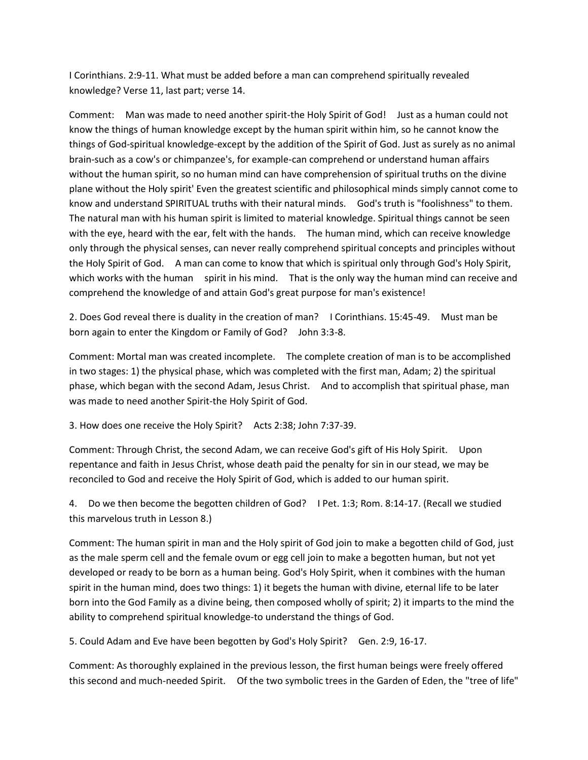I Corinthians. 2:9-11. What must be added before a man can comprehend spiritually revealed knowledge? Verse 11, last part; verse 14.

Comment: Man was made to need another spirit-the Holy Spirit of God! Just as a human could not know the things of human knowledge except by the human spirit within him, so he cannot know the things of God-spiritual knowledge-except by the addition of the Spirit of God. Just as surely as no animal brain-such as a cow's or chimpanzee's, for example-can comprehend or understand human affairs without the human spirit, so no human mind can have comprehension of spiritual truths on the divine plane without the Holy spirit' Even the greatest scientific and philosophical minds simply cannot come to know and understand SPIRITUAL truths with their natural minds. God's truth is "foolishness" to them. The natural man with his human spirit is limited to material knowledge. Spiritual things cannot be seen with the eye, heard with the ear, felt with the hands. The human mind, which can receive knowledge only through the physical senses, can never really comprehend spiritual concepts and principles without the Holy Spirit of God. A man can come to know that which is spiritual only through God's Holy Spirit, which works with the human spirit in his mind. That is the only way the human mind can receive and comprehend the knowledge of and attain God's great purpose for man's existence!

2. Does God reveal there is duality in the creation of man? I Corinthians. 15:45-49. Must man be born again to enter the Kingdom or Family of God? John 3:3-8.

Comment: Mortal man was created incomplete. The complete creation of man is to be accomplished in two stages: 1) the physical phase, which was completed with the first man, Adam; 2) the spiritual phase, which began with the second Adam, Jesus Christ. And to accomplish that spiritual phase, man was made to need another Spirit-the Holy Spirit of God.

3. How does one receive the Holy Spirit? Acts 2:38; John 7:37-39.

Comment: Through Christ, the second Adam, we can receive God's gift of His Holy Spirit. Upon repentance and faith in Jesus Christ, whose death paid the penalty for sin in our stead, we may be reconciled to God and receive the Holy Spirit of God, which is added to our human spirit.

4. Do we then become the begotten children of God? I Pet. 1:3; Rom. 8:14-17. (Recall we studied this marvelous truth in Lesson 8.)

Comment: The human spirit in man and the Holy spirit of God join to make a begotten child of God, just as the male sperm cell and the female ovum or egg cell join to make a begotten human, but not yet developed or ready to be born as a human being. God's Holy Spirit, when it combines with the human spirit in the human mind, does two things: 1) it begets the human with divine, eternal life to be later born into the God Family as a divine being, then composed wholly of spirit; 2) it imparts to the mind the ability to comprehend spiritual knowledge-to understand the things of God.

5. Could Adam and Eve have been begotten by God's Holy Spirit? Gen. 2:9, 16-17.

Comment: As thoroughly explained in the previous lesson, the first human beings were freely offered this second and much-needed Spirit. Of the two symbolic trees in the Garden of Eden, the "tree of life"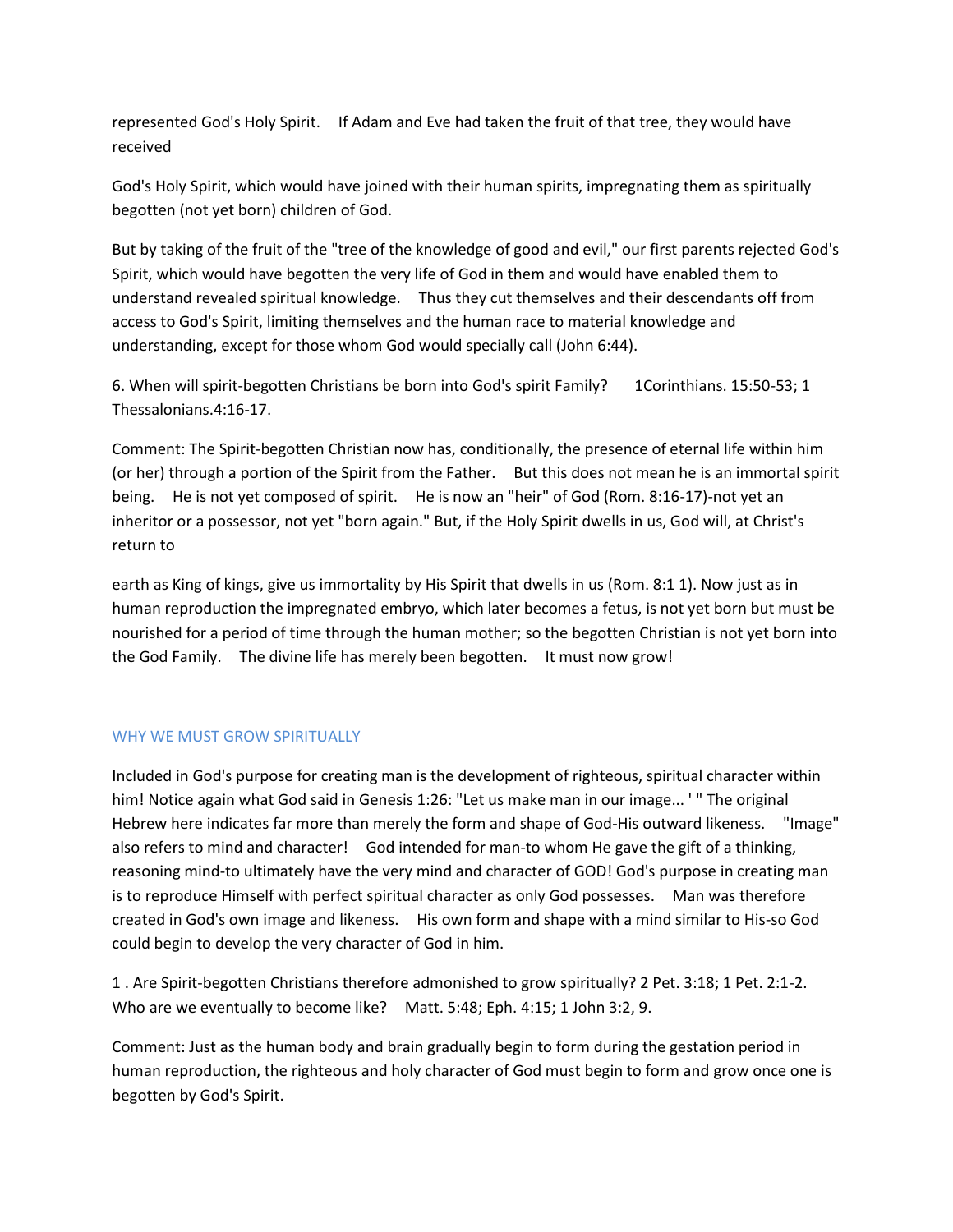represented God's Holy Spirit. If Adam and Eve had taken the fruit of that tree, they would have received

God's Holy Spirit, which would have joined with their human spirits, impregnating them as spiritually begotten (not yet born) children of God.

But by taking of the fruit of the "tree of the knowledge of good and evil," our first parents rejected God's Spirit, which would have begotten the very life of God in them and would have enabled them to understand revealed spiritual knowledge. Thus they cut themselves and their descendants off from access to God's Spirit, limiting themselves and the human race to material knowledge and understanding, except for those whom God would specially call (John 6:44).

6. When will spirit-begotten Christians be born into God's spirit Family? 1Corinthians. 15:50-53; 1 Thessalonians.4:16-17.

Comment: The Spirit-begotten Christian now has, conditionally, the presence of eternal life within him (or her) through a portion of the Spirit from the Father. But this does not mean he is an immortal spirit being. He is not yet composed of spirit. He is now an "heir" of God (Rom. 8:16-17)-not yet an inheritor or a possessor, not yet "born again." But, if the Holy Spirit dwells in us, God will, at Christ's return to

earth as King of kings, give us immortality by His Spirit that dwells in us (Rom. 8:1 1). Now just as in human reproduction the impregnated embryo, which later becomes a fetus, is not yet born but must be nourished for a period of time through the human mother; so the begotten Christian is not yet born into the God Family. The divine life has merely been begotten. It must now grow!

## WHY WE MUST GROW SPIRITUALLY

Included in God's purpose for creating man is the development of righteous, spiritual character within him! Notice again what God said in Genesis 1:26: "Let us make man in our image... ' " The original Hebrew here indicates far more than merely the form and shape of God-His outward likeness. "Image" also refers to mind and character! God intended for man-to whom He gave the gift of a thinking, reasoning mind-to ultimately have the very mind and character of GOD! God's purpose in creating man is to reproduce Himself with perfect spiritual character as only God possesses. Man was therefore created in God's own image and likeness. His own form and shape with a mind similar to His-so God could begin to develop the very character of God in him.

1 . Are Spirit-begotten Christians therefore admonished to grow spiritually? 2 Pet. 3:18; 1 Pet. 2:1-2. Who are we eventually to become like? Matt. 5:48; Eph. 4:15; 1 John 3:2, 9.

Comment: Just as the human body and brain gradually begin to form during the gestation period in human reproduction, the righteous and holy character of God must begin to form and grow once one is begotten by God's Spirit.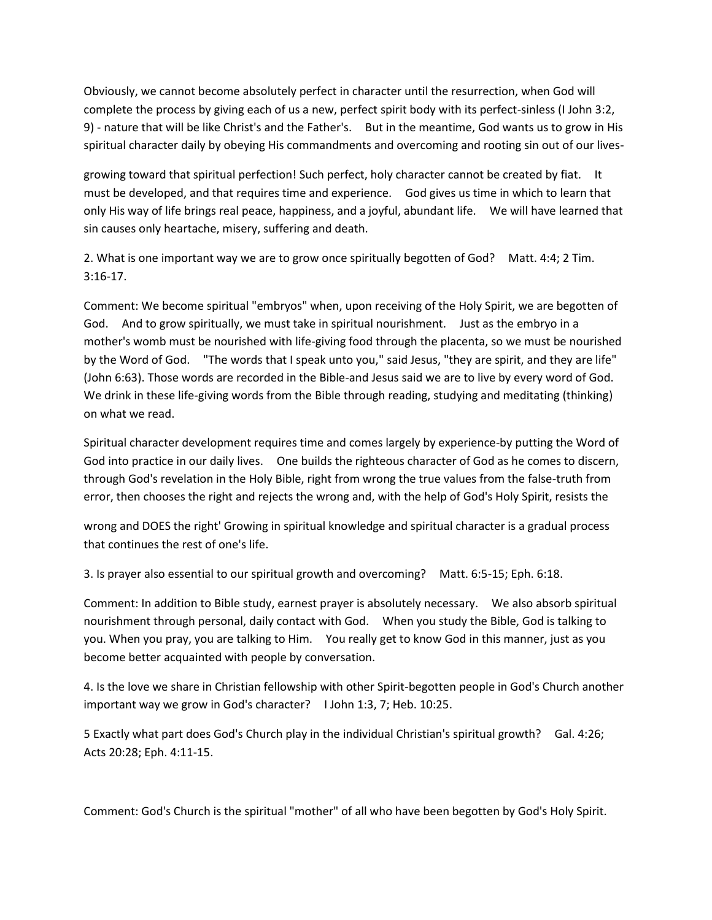Obviously, we cannot become absolutely perfect in character until the resurrection, when God will complete the process by giving each of us a new, perfect spirit body with its perfect-sinless (I John 3:2, 9) - nature that will be like Christ's and the Father's. But in the meantime, God wants us to grow in His spiritual character daily by obeying His commandments and overcoming and rooting sin out of our lives-

growing toward that spiritual perfection! Such perfect, holy character cannot be created by fiat. It must be developed, and that requires time and experience. God gives us time in which to learn that only His way of life brings real peace, happiness, and a joyful, abundant life. We will have learned that sin causes only heartache, misery, suffering and death.

2. What is one important way we are to grow once spiritually begotten of God? Matt. 4:4; 2 Tim. 3:16-17.

Comment: We become spiritual "embryos" when, upon receiving of the Holy Spirit, we are begotten of God. And to grow spiritually, we must take in spiritual nourishment. Just as the embryo in a mother's womb must be nourished with life-giving food through the placenta, so we must be nourished by the Word of God. "The words that I speak unto you," said Jesus, "they are spirit, and they are life" (John 6:63). Those words are recorded in the Bible-and Jesus said we are to live by every word of God. We drink in these life-giving words from the Bible through reading, studying and meditating (thinking) on what we read.

Spiritual character development requires time and comes largely by experience-by putting the Word of God into practice in our daily lives. One builds the righteous character of God as he comes to discern, through God's revelation in the Holy Bible, right from wrong the true values from the false-truth from error, then chooses the right and rejects the wrong and, with the help of God's Holy Spirit, resists the

wrong and DOES the right' Growing in spiritual knowledge and spiritual character is a gradual process that continues the rest of one's life.

3. Is prayer also essential to our spiritual growth and overcoming? Matt. 6:5-15; Eph. 6:18.

Comment: In addition to Bible study, earnest prayer is absolutely necessary. We also absorb spiritual nourishment through personal, daily contact with God. When you study the Bible, God is talking to you. When you pray, you are talking to Him. You really get to know God in this manner, just as you become better acquainted with people by conversation.

4. Is the love we share in Christian fellowship with other Spirit-begotten people in God's Church another important way we grow in God's character? I John 1:3, 7; Heb. 10:25.

5 Exactly what part does God's Church play in the individual Christian's spiritual growth? Gal. 4:26; Acts 20:28; Eph. 4:11-15.

Comment: God's Church is the spiritual "mother" of all who have been begotten by God's Holy Spirit.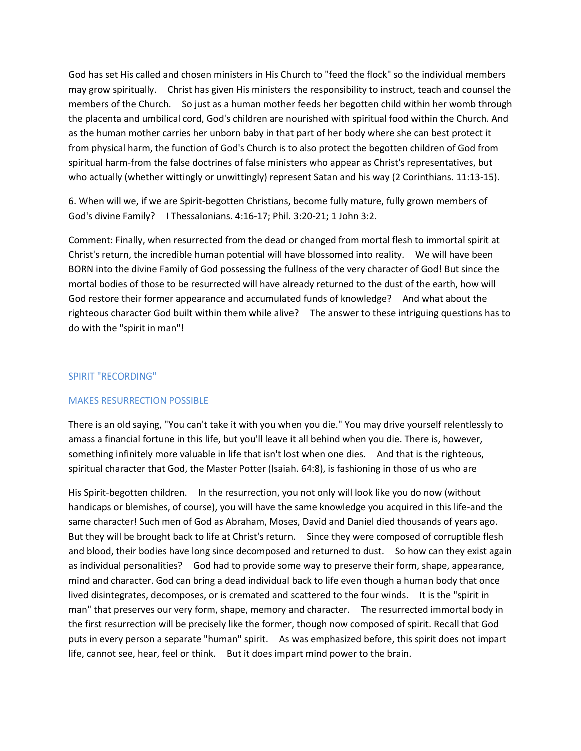God has set His called and chosen ministers in His Church to "feed the flock" so the individual members may grow spiritually. Christ has given His ministers the responsibility to instruct, teach and counsel the members of the Church. So just as a human mother feeds her begotten child within her womb through the placenta and umbilical cord, God's children are nourished with spiritual food within the Church. And as the human mother carries her unborn baby in that part of her body where she can best protect it from physical harm, the function of God's Church is to also protect the begotten children of God from spiritual harm-from the false doctrines of false ministers who appear as Christ's representatives, but who actually (whether wittingly or unwittingly) represent Satan and his way (2 Corinthians. 11:13-15).

6. When will we, if we are Spirit-begotten Christians, become fully mature, fully grown members of God's divine Family? I Thessalonians. 4:16-17; Phil. 3:20-21; 1 John 3:2.

Comment: Finally, when resurrected from the dead or changed from mortal flesh to immortal spirit at Christ's return, the incredible human potential will have blossomed into reality. We will have been BORN into the divine Family of God possessing the fullness of the very character of God! But since the mortal bodies of those to be resurrected will have already returned to the dust of the earth, how will God restore their former appearance and accumulated funds of knowledge? And what about the righteous character God built within them while alive? The answer to these intriguing questions has to do with the "spirit in man"!

## SPIRIT "RECORDING"

## MAKES RESURRECTION POSSIBLE

There is an old saying, "You can't take it with you when you die." You may drive yourself relentlessly to amass a financial fortune in this life, but you'll leave it all behind when you die. There is, however, something infinitely more valuable in life that isn't lost when one dies. And that is the righteous, spiritual character that God, the Master Potter (Isaiah. 64:8), is fashioning in those of us who are

His Spirit-begotten children. In the resurrection, you not only will look like you do now (without handicaps or blemishes, of course), you will have the same knowledge you acquired in this life-and the same character! Such men of God as Abraham, Moses, David and Daniel died thousands of years ago. But they will be brought back to life at Christ's return. Since they were composed of corruptible flesh and blood, their bodies have long since decomposed and returned to dust. So how can they exist again as individual personalities? God had to provide some way to preserve their form, shape, appearance, mind and character. God can bring a dead individual back to life even though a human body that once lived disintegrates, decomposes, or is cremated and scattered to the four winds. It is the "spirit in man" that preserves our very form, shape, memory and character. The resurrected immortal body in the first resurrection will be precisely like the former, though now composed of spirit. Recall that God puts in every person a separate "human" spirit. As was emphasized before, this spirit does not impart life, cannot see, hear, feel or think. But it does impart mind power to the brain.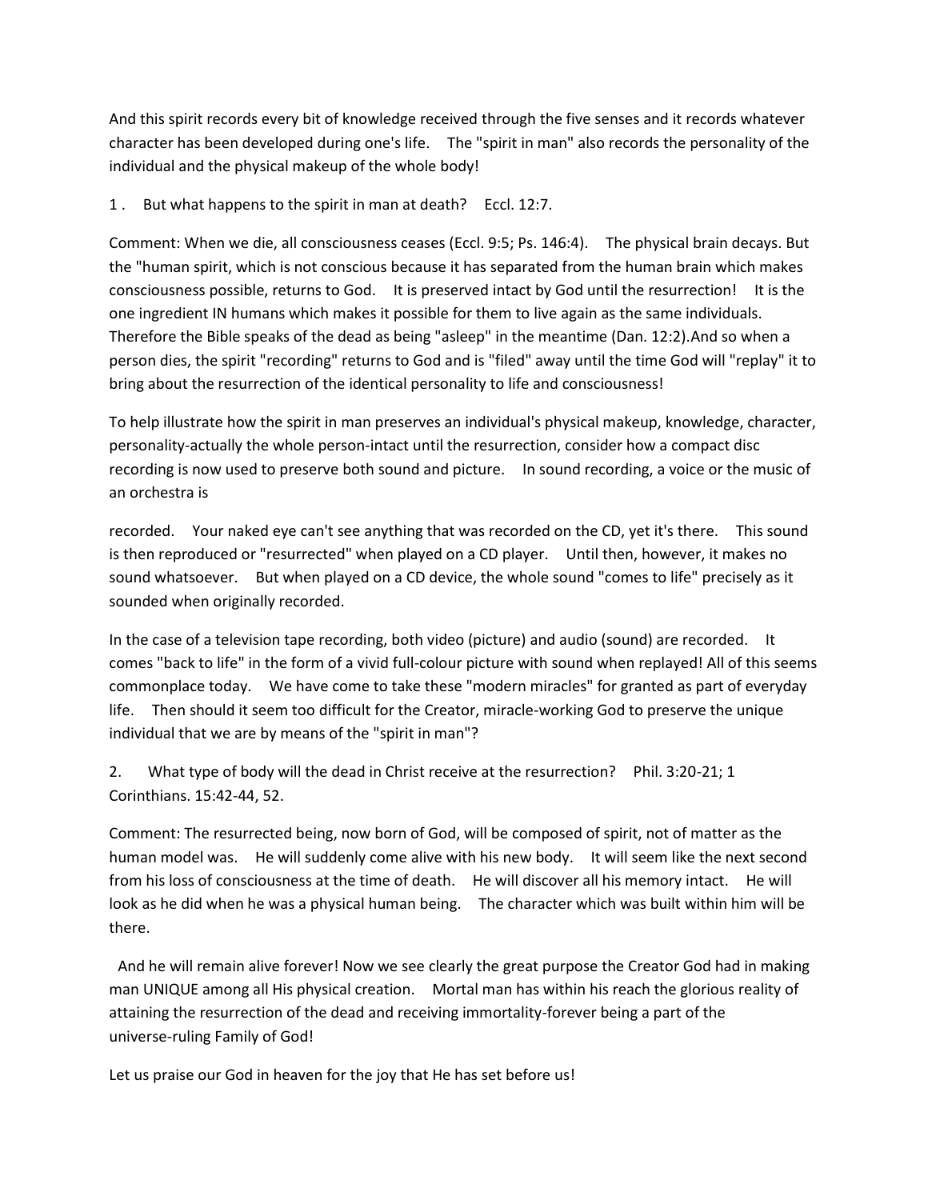And this spirit records every bit of knowledge received through the five senses and it records whatever character has been developed during one's life. The "spirit in man" also records the personality of the individual and the physical makeup of the whole body!

1 . But what happens to the spirit in man at death? Eccl. 12:7.

Comment: When we die, all consciousness ceases (Eccl. 9:5; Ps. 146:4). The physical brain decays. But the "human spirit, which is not conscious because it has separated from the human brain which makes consciousness possible, returns to God. It is preserved intact by God until the resurrection! It is the one ingredient IN humans which makes it possible for them to live again as the same individuals. Therefore the Bible speaks of the dead as being "asleep" in the meantime (Dan. 12:2).And so when a person dies, the spirit "recording" returns to God and is "filed" away until the time God will "replay" it to bring about the resurrection of the identical personality to life and consciousness!

To help illustrate how the spirit in man preserves an individual's physical makeup, knowledge, character, personality-actually the whole person-intact until the resurrection, consider how a compact disc recording is now used to preserve both sound and picture. In sound recording, a voice or the music of an orchestra is

recorded. Your naked eye can't see anything that was recorded on the CD, yet it's there. This sound is then reproduced or "resurrected" when played on a CD player. Until then, however, it makes no sound whatsoever. But when played on a CD device, the whole sound "comes to life" precisely as it sounded when originally recorded.

In the case of a television tape recording, both video (picture) and audio (sound) are recorded. It comes "back to life" in the form of a vivid full-colour picture with sound when replayed! All of this seems commonplace today. We have come to take these "modern miracles" for granted as part of everyday life. Then should it seem too difficult for the Creator, miracle-working God to preserve the unique individual that we are by means of the "spirit in man"?

2. What type of body will the dead in Christ receive at the resurrection? Phil. 3:20-21; 1 Corinthians. 15:42-44, 52.

Comment: The resurrected being, now born of God, will be composed of spirit, not of matter as the human model was. He will suddenly come alive with his new body. It will seem like the next second from his loss of consciousness at the time of death. He will discover all his memory intact. He will look as he did when he was a physical human being. The character which was built within him will be there.

And he will remain alive forever! Now we see clearly the great purpose the Creator God had in making man UNIQUE among all His physical creation. Mortal man has within his reach the glorious reality of attaining the resurrection of the dead and receiving immortality-forever being a part of the universe-ruling Family of God!

Let us praise our God in heaven for the joy that He has set before us!